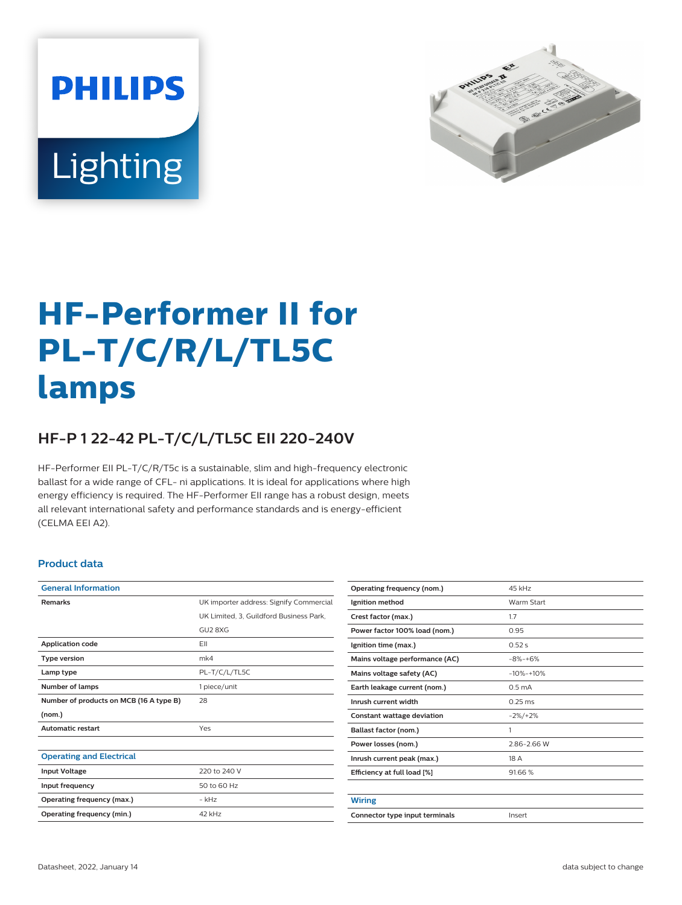PHILIPS

Lighting

# HF-Performer II for PL-T/C/R/L/TL5C lamps

## HF-P 1 22-42 PL-T/C/L/TL5C EII 220-240V

HF-Performer EII PL-T/C/R/T5c is a sustainable, slim and high-frequency electronic ballast for a wide range of CFL- ni applications. It is ideal for applications where high energy efficiency is required. The HF-Performer EII range has a robust design, meets all relevant international safety and performance standards and is energy-efficient (CELMA EEI A2).

### Product data

| General Information | |
|---|---|
| **Remarks** | UK importer address: Signify Commercial UK Limited, 3, Guildford Business Park, GU2 8XG |
| **Application code** | EII |
| **Type version** | mk4 |
| **Lamp type** | PL-T/C/L/TL5C |
| **Number of lamps** | 1 piece/unit |
| **Number of products on MCB (16 A type B) (nom.)** | 28 |
| **Automatic restart** | Yes |

| Operating and Electrical | |
|---|---|
| **Input Voltage** | 220 to 240 V |
| **Input frequency** | 50 to 60 Hz |
| **Operating frequency (max.)** | - kHz |
| **Operating frequency (min.)** | 42 kHz |
| **Operating frequency (nom.)** | 45 kHz |
| **Ignition method** | Warm Start |
| **Crest factor (max.)** | 1.7 |
| **Power factor 100% load (nom.)** | 0.95 |
| **Ignition time (max.)** | 0.52 s |
| **Mains voltage performance (AC)** | -8%-+6% |
| **Mains voltage safety (AC)** | -10%-+10% |
| **Earth leakage current (nom.)** | 0.5 mA |
| **Inrush current width** | 0.25 ms |
| **Constant wattage deviation** | -2%/+2% |
| **Ballast factor (nom.)** | 1 |
| **Power losses (nom.)** | 2.86-2.66 W |
| **Inrush current peak (max.)** | 18 A |
| **Efficiency at full load [%]** | 91.66 % |

| Wiring | |
|---|---|
| **Connector type input terminals** | Insert |

Datasheet, 2022, January 14

data subject to change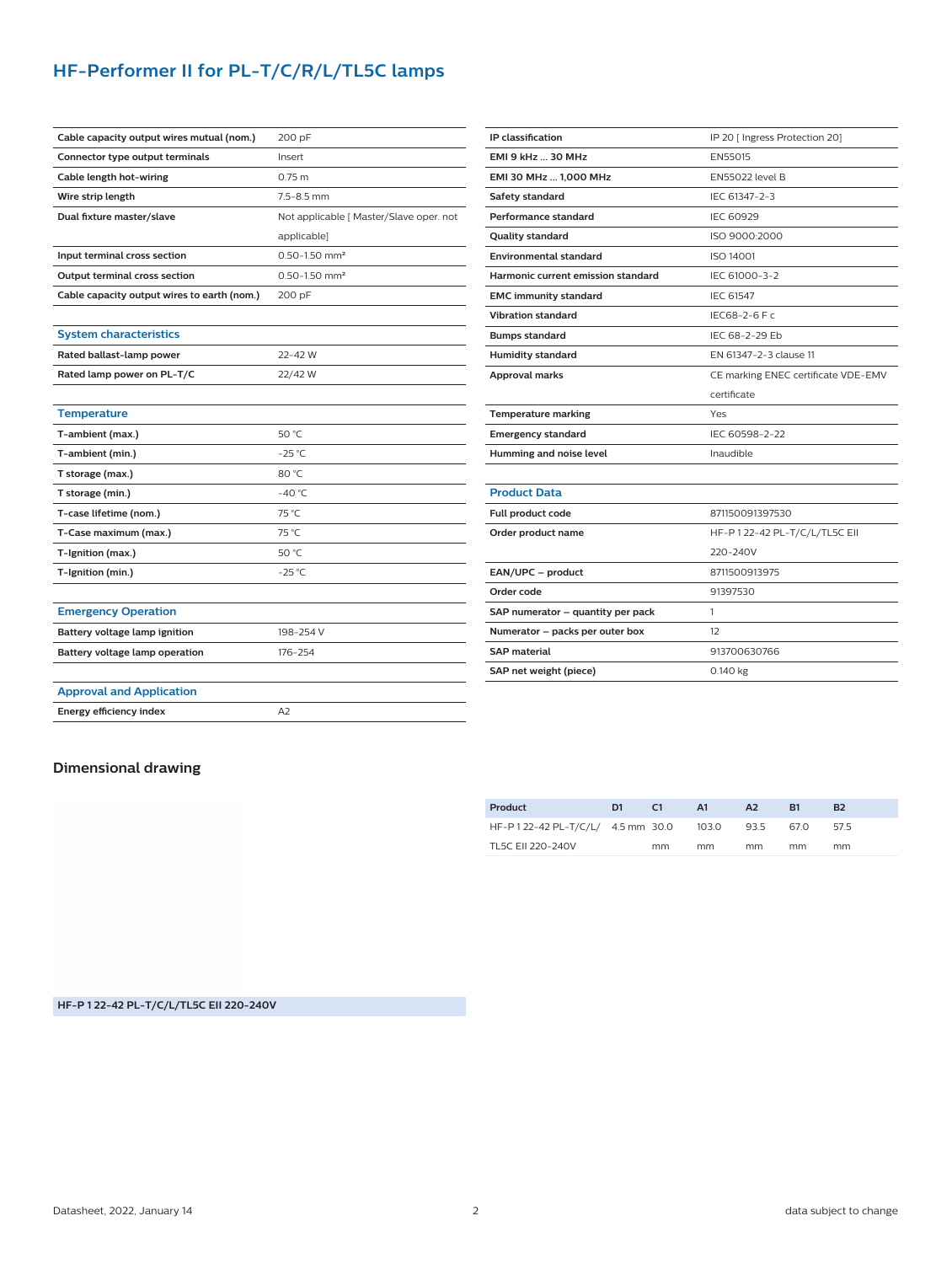# HF-Performer II for PL-T/C/R/L/TL5C lamps

| | |
|---|---|
| **Cable capacity output wires mutual (nom.)** | 200 pF |
| **Connector type output terminals** | Insert |
| **Cable length hot-wiring** | 0.75 m |
| **Wire strip length** | 7.5-8.5 mm |
| **Dual fixture master/slave** | Not applicable [ Master/Slave oper. not applicable] |
| **Input terminal cross section** | 0.50-1.50 mm² |
| **Output terminal cross section** | 0.50-1.50 mm² |
| **Cable capacity output wires to earth (nom.)** | 200 pF |

### System characteristics

| | |
|---|---|
| **Rated ballast-lamp power** | 22-42 W |
| **Rated lamp power on PL-T/C** | 22/42 W |

### Temperature

| | |
|---|---|
| **T-ambient (max.)** | 50 °C |
| **T-ambient (min.)** | -25 °C |
| **T storage (max.)** | 80 °C |
| **T storage (min.)** | -40 °C |
| **T-case lifetime (nom.)** | 75 °C |
| **T-Case maximum (max.)** | 75 °C |
| **T-Ignition (max.)** | 50 °C |
| **T-Ignition (min.)** | -25 °C |

### Emergency Operation

| | |
|---|---|
| **Battery voltage lamp ignition** | 198-254 V |
| **Battery voltage lamp operation** | 176-254 |

### Approval and Application

| | |
|---|---|
| **Energy efficiency index** | A2 |
| **IP classification** | IP 20 [ Ingress Protection 20] |
| **EMI 9 kHz ... 30 MHz** | EN55015 |
| **EMI 30 MHz ... 1,000 MHz** | EN55022 level B |
| **Safety standard** | IEC 61347-2-3 |
| **Performance standard** | IEC 60929 |
| **Quality standard** | ISO 9000:2000 |
| **Environmental standard** | ISO 14001 |
| **Harmonic current emission standard** | IEC 61000-3-2 |
| **EMC immunity standard** | IEC 61547 |
| **Vibration standard** | IEC68-2-6 F c |
| **Bumps standard** | IEC 68-2-29 Eb |
| **Humidity standard** | EN 61347-2-3 clause 11 |
| **Approval marks** | CE marking ENEC certificate VDE-EMV certificate |
| **Temperature marking** | Yes |
| **Emergency standard** | IEC 60598-2-22 |
| **Humming and noise level** | Inaudible |

### Product Data

| | |
|---|---|
| **Full product code** | 871150091397530 |
| **Order product name** | HF-P 1 22-42 PL-T/C/L/TL5C EII 220-240V |
| **EAN/UPC – product** | 8711500913975 |
| **Order code** | 91397530 |
| **SAP numerator – quantity per pack** | 1 |
| **Numerator – packs per outer box** | 12 |
| **SAP material** | 913700630766 |
| **SAP net weight (piece)** | 0.140 kg |

## Dimensional drawing

HF-P 1 22-42 PL-T/C/L/TL5C EII 220-240V

| Product | D1 | C1 | A1 | A2 | B1 | B2 |
|---|---|---|---|---|---|---|
| HF-P 1 22-42 PL-T/C/L/TL5C EII 220-240V | 4.5 mm | 30.0 mm | 103.0 mm | 93.5 mm | 67.0 mm | 57.5 mm |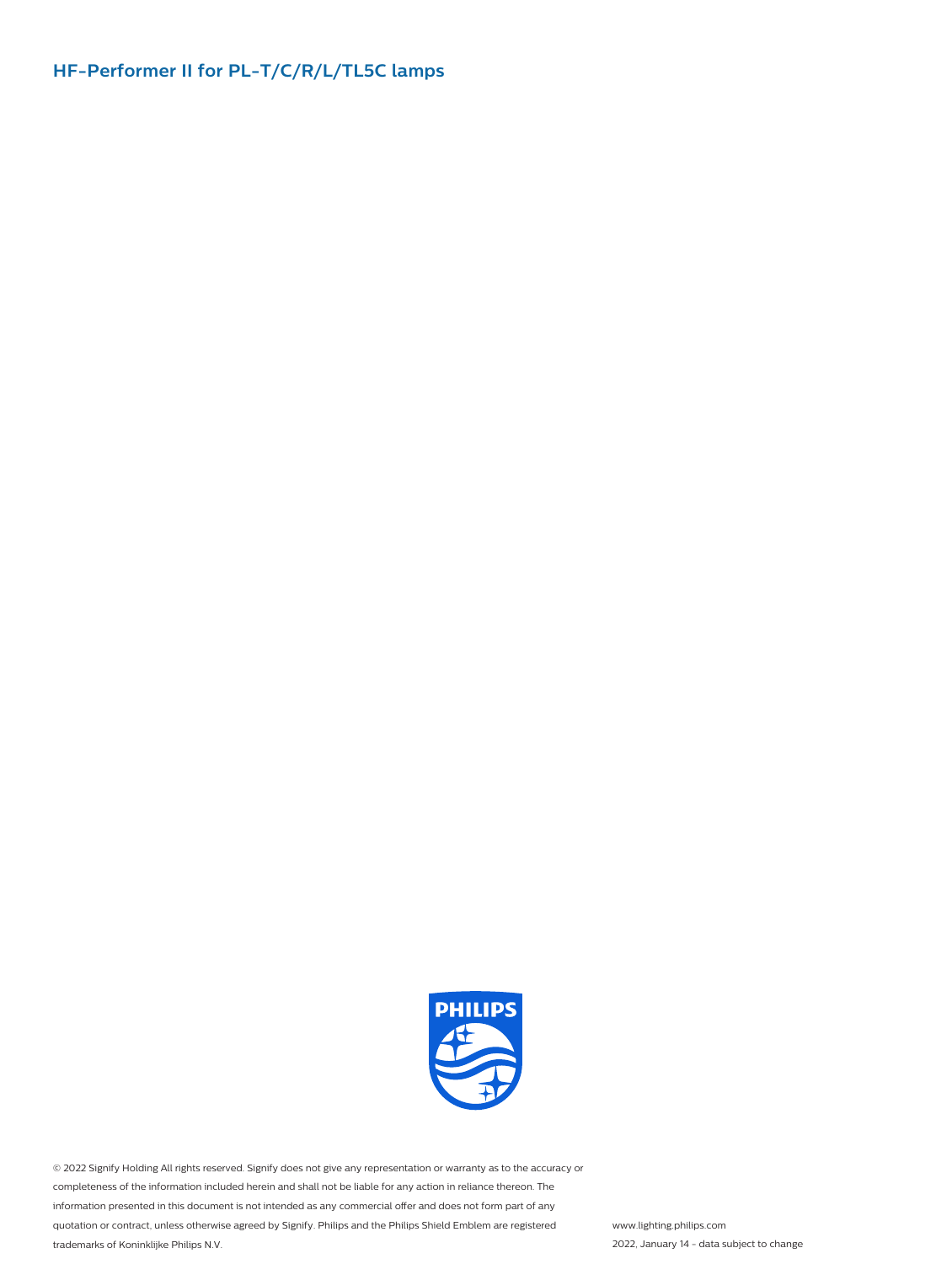© 2022 Signify Holding All rights reserved. Signify does not give any representation or warranty as to the accuracy or completeness of the information included herein and shall not be liable for any action in reliance thereon. The information presented in this document is not intended as any commercial offer and does not form part of any quotation or contract, unless otherwise agreed by Signify. Philips and the Philips Shield Emblem are registered trademarks of Koninklijke Philips N.V.

www.lighting.philips.com

2022, January 14 - data subject to change